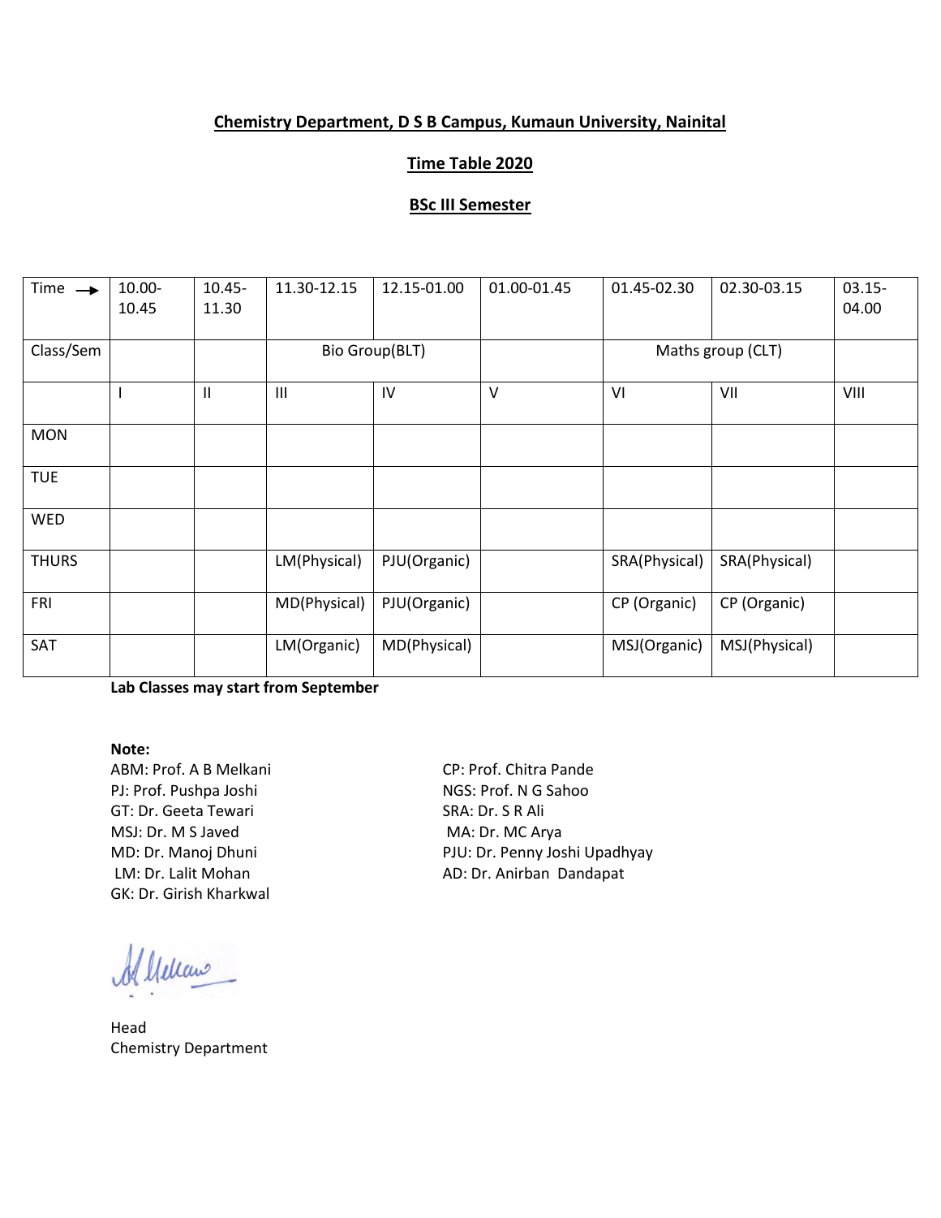**Chemistry Department, D S B Campus, Kumaun University, Nainital**

**Time Table 2020**

**BSc III Semester**

| Time → | 10.00-10.45 | 10.45-11.30 | 11.30-12.15 | 12.15-01.00 | 01.00-01.45 | 01.45-02.30 | 02.30-03.15 | 03.15-04.00 |
|---|---|---|---|---|---|---|---|---|
| Class/Sem | | | Bio Group(BLT) | | | Maths group (CLT) | | |
| | I | II | III | IV | V | VI | VII | VIII |
| MON | | | | | | | | |
| TUE | | | | | | | | |
| WED | | | | | | | | |
| THURS | | | LM(Physical) | PJU(Organic) | | SRA(Physical) | SRA(Physical) | |
| FRI | | | MD(Physical) | PJU(Organic) | | CP (Organic) | CP (Organic) | |
| SAT | | | LM(Organic) | MD(Physical) | | MSJ(Organic) | MSJ(Physical) | |

**Lab Classes may start from September**

**Note:**

ABM: Prof. A B Melkani
PJ: Prof. Pushpa Joshi
GT: Dr. Geeta Tewari
MSJ: Dr. M S Javed
MD: Dr. Manoj Dhuni
LM: Dr. Lalit Mohan
GK: Dr. Girish Kharkwal
CP: Prof. Chitra Pande
NGS: Prof. N G Sahoo
SRA: Dr. S R Ali
MA: Dr. MC Arya
PJU: Dr. Penny Joshi Upadhyay
AD: Dr. Anirban Dandapat

Head
Chemistry Department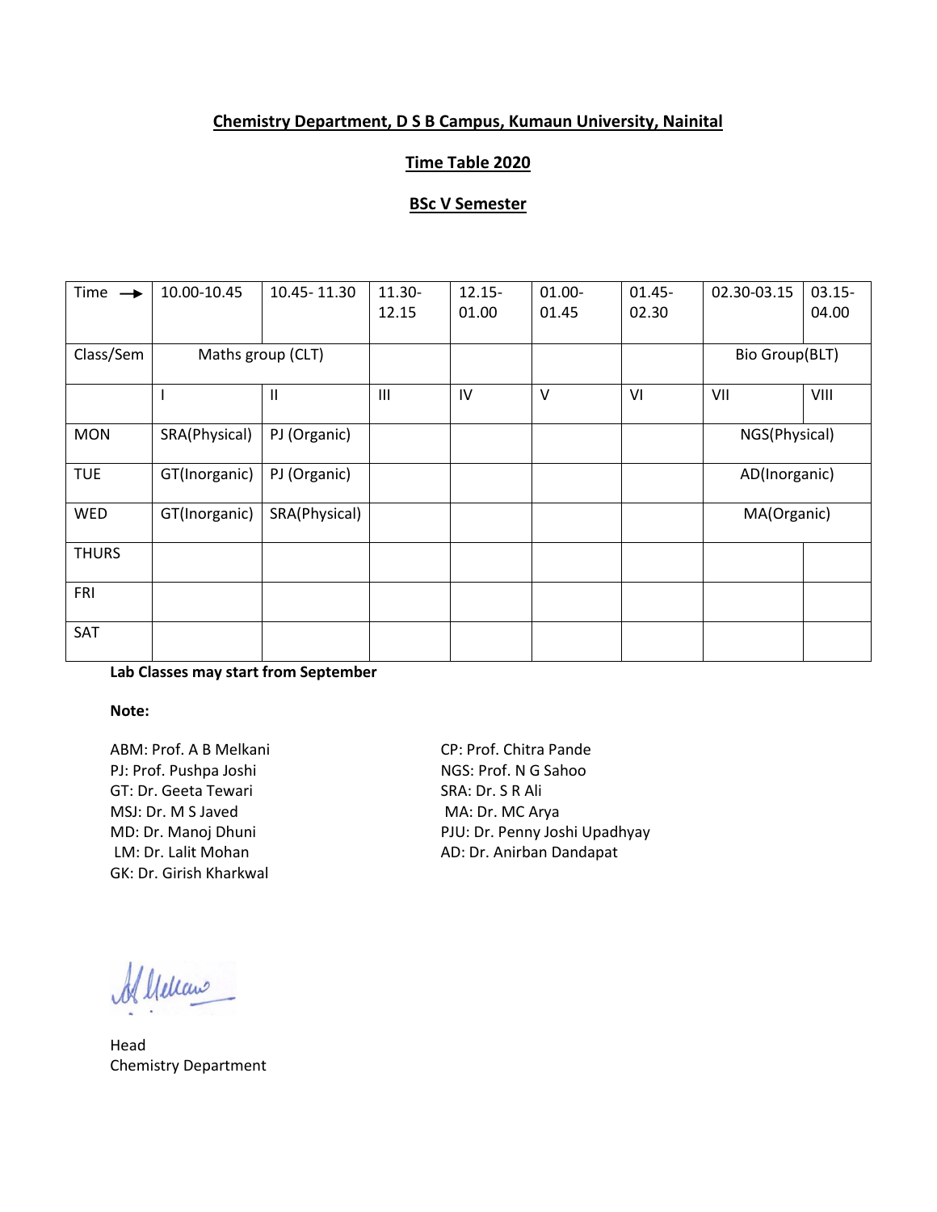**Chemistry Department, D S B Campus, Kumaun University, Nainital**

**Time Table 2020**

**BSc V Semester**

| Time → | 10.00-10.45 | 10.45- 11.30 | 11.30-12.15 | 12.15-01.00 | 01.00-01.45 | 01.45-02.30 | 02.30-03.15 | 03.15-04.00 |
|---|---|---|---|---|---|---|---|---|
| Class/Sem | Maths group (CLT) | | | | | | Bio Group(BLT) | |
| | I | II | III | IV | V | VI | VII | VIII |
| MON | SRA(Physical) | PJ (Organic) | | | | | NGS(Physical) | |
| TUE | GT(Inorganic) | PJ (Organic) | | | | | AD(Inorganic) | |
| WED | GT(Inorganic) | SRA(Physical) | | | | | MA(Organic) | |
| THURS | | | | | | | | |
| FRI | | | | | | | | |
| SAT | | | | | | | | |

**Lab Classes may start from September**

**Note:**

ABM: Prof. A B Melkani
PJ: Prof. Pushpa Joshi
GT: Dr. Geeta Tewari
MSJ: Dr. M S Javed
MD: Dr. Manoj Dhuni
LM: Dr. Lalit Mohan
GK: Dr. Girish Kharkwal

CP: Prof. Chitra Pande
NGS: Prof. N G Sahoo
SRA: Dr. S R Ali
MA: Dr. MC Arya
PJU: Dr. Penny Joshi Upadhyay
AD: Dr. Anirban Dandapat

Head
Chemistry Department